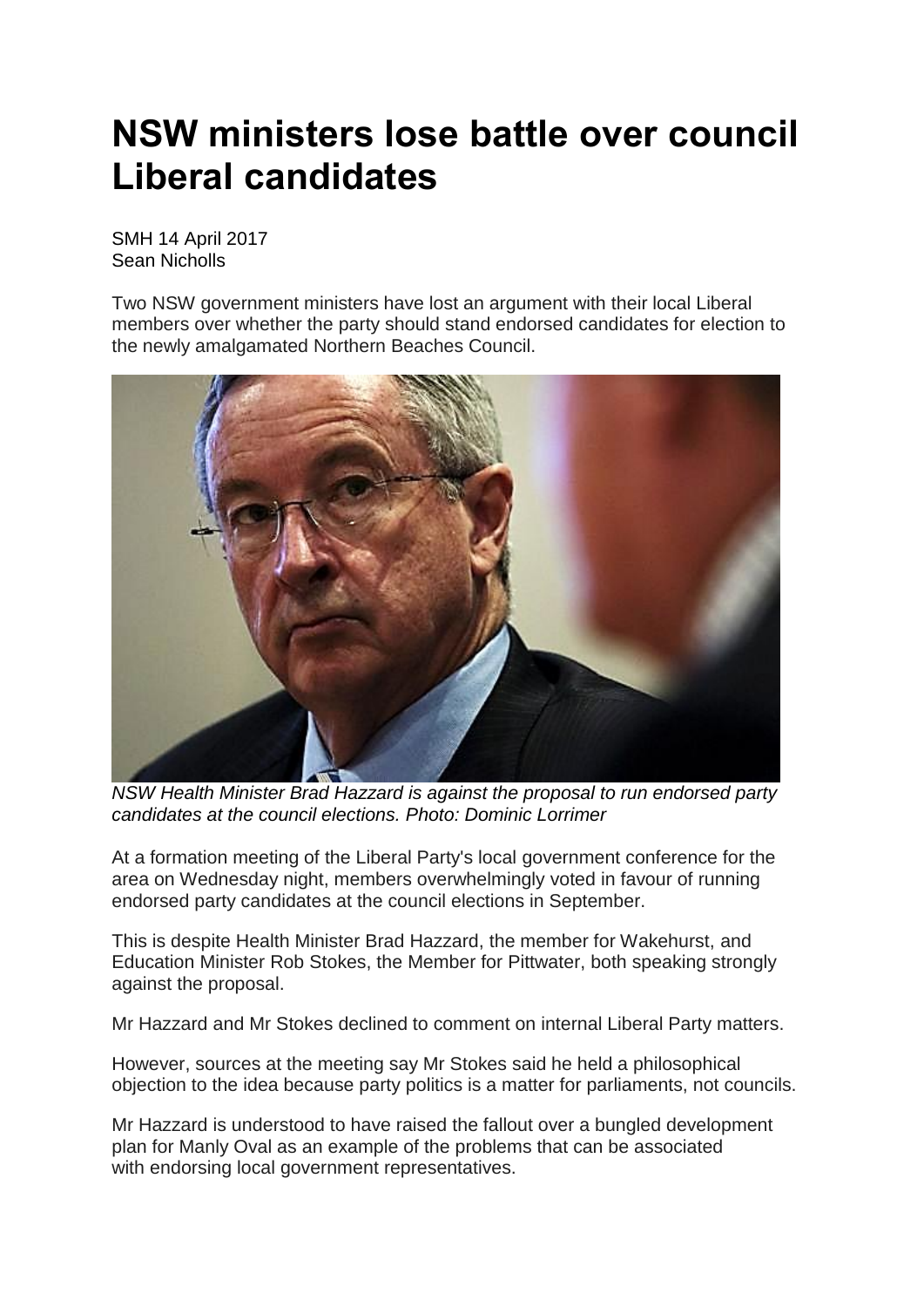# NSW ministers lose battle over council Liberal candidates

SMH 14 April 2017
Sean Nicholls

Two NSW government ministers have lost an argument with their local Liberal members over whether the party should stand endorsed candidates for election to the newly amalgamated Northern Beaches Council.

*NSW Health Minister Brad Hazzard is against the proposal to run endorsed party candidates at the council elections. Photo: Dominic Lorrimer*

At a formation meeting of the Liberal Party's local government conference for the area on Wednesday night, members overwhelmingly voted in favour of running endorsed party candidates at the council elections in September.

This is despite Health Minister Brad Hazzard, the member for Wakehurst, and Education Minister Rob Stokes, the Member for Pittwater, both speaking strongly against the proposal.

Mr Hazzard and Mr Stokes declined to comment on internal Liberal Party matters.

However, sources at the meeting say Mr Stokes said he held a philosophical objection to the idea because party politics is a matter for parliaments, not councils.

Mr Hazzard is understood to have raised the fallout over a bungled development plan for Manly Oval as an example of the problems that can be associated with endorsing local government representatives.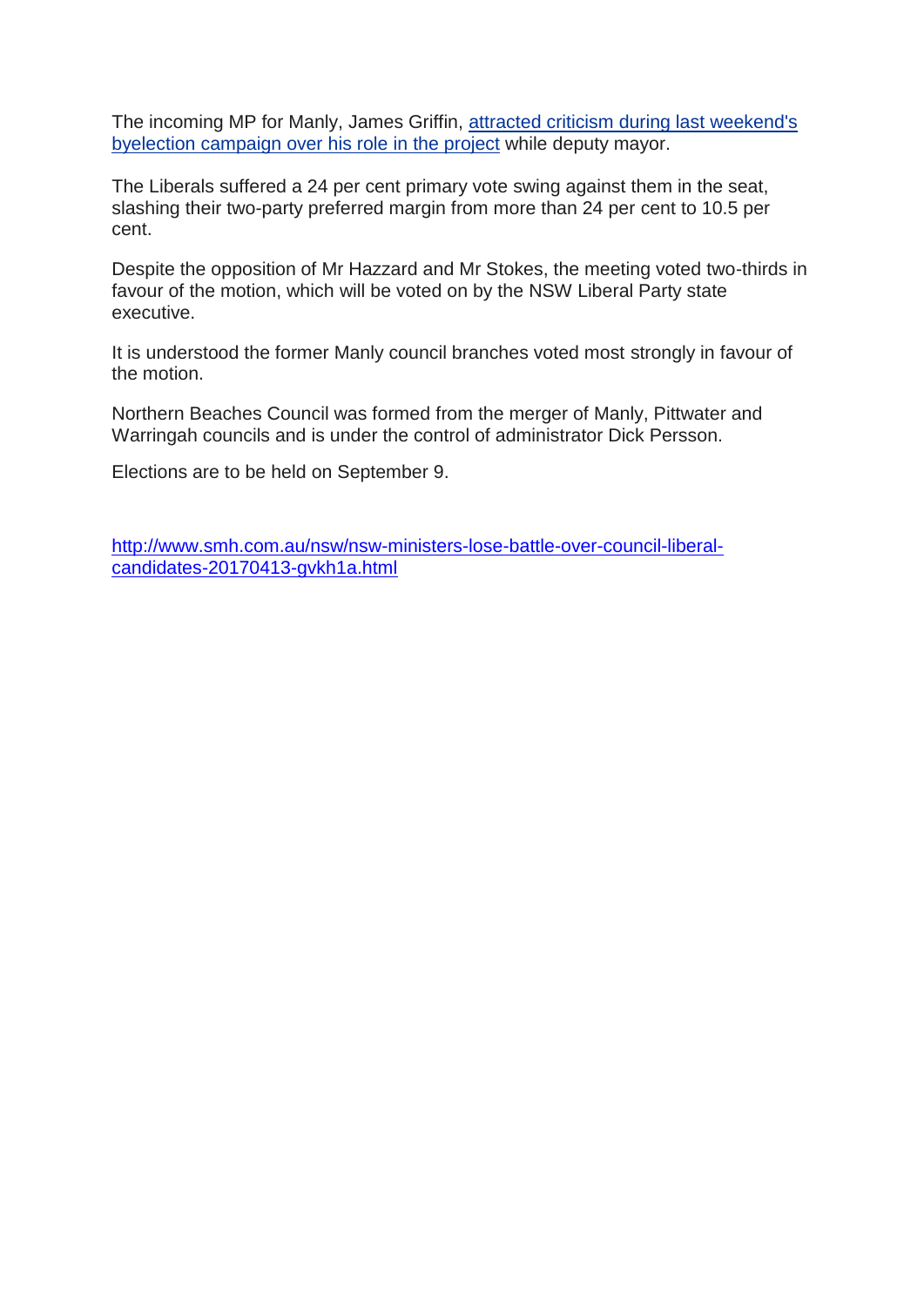The incoming MP for Manly, James Griffin, [attracted criticism during last weekend's byelection campaign over his role in the project](#) while deputy mayor.

The Liberals suffered a 24 per cent primary vote swing against them in the seat, slashing their two-party preferred margin from more than 24 per cent to 10.5 per cent.

Despite the opposition of Mr Hazzard and Mr Stokes, the meeting voted two-thirds in favour of the motion, which will be voted on by the NSW Liberal Party state executive.

It is understood the former Manly council branches voted most strongly in favour of the motion.

Northern Beaches Council was formed from the merger of Manly, Pittwater and Warringah councils and is under the control of administrator Dick Persson.

Elections are to be held on September 9.

[http://www.smh.com.au/nsw/nsw-ministers-lose-battle-over-council-liberal-candidates-20170413-gvkh1a.html](http://www.smh.com.au/nsw/nsw-ministers-lose-battle-over-council-liberal-candidates-20170413-gvkh1a.html)